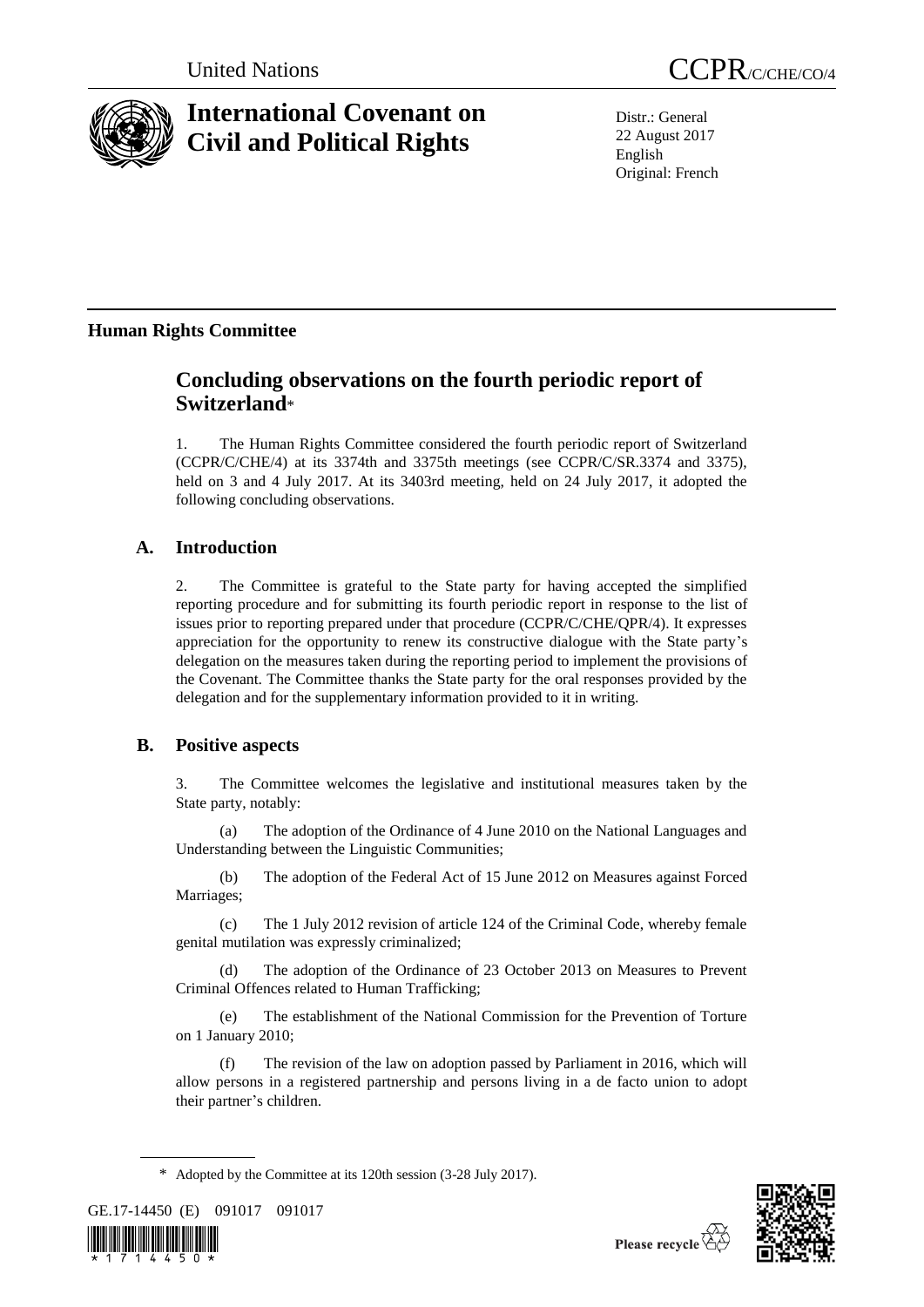United Nations

CCPR/C/CHE/CO/4

# International Covenant on Civil and Political Rights

Distr.: General
22 August 2017
English
Original: French

## Human Rights Committee

# Concluding observations on the fourth periodic report of Switzerland*

1. The Human Rights Committee considered the fourth periodic report of Switzerland (CCPR/C/CHE/4) at its 3374th and 3375th meetings (see CCPR/C/SR.3374 and 3375), held on 3 and 4 July 2017. At its 3403rd meeting, held on 24 July 2017, it adopted the following concluding observations.

## A. Introduction

2. The Committee is grateful to the State party for having accepted the simplified reporting procedure and for submitting its fourth periodic report in response to the list of issues prior to reporting prepared under that procedure (CCPR/C/CHE/QPR/4). It expresses appreciation for the opportunity to renew its constructive dialogue with the State party's delegation on the measures taken during the reporting period to implement the provisions of the Covenant. The Committee thanks the State party for the oral responses provided by the delegation and for the supplementary information provided to it in writing.

## B. Positive aspects

3. The Committee welcomes the legislative and institutional measures taken by the State party, notably:

(a) The adoption of the Ordinance of 4 June 2010 on the National Languages and Understanding between the Linguistic Communities;

(b) The adoption of the Federal Act of 15 June 2012 on Measures against Forced Marriages;

(c) The 1 July 2012 revision of article 124 of the Criminal Code, whereby female genital mutilation was expressly criminalized;

(d) The adoption of the Ordinance of 23 October 2013 on Measures to Prevent Criminal Offences related to Human Trafficking;

(e) The establishment of the National Commission for the Prevention of Torture on 1 January 2010;

(f) The revision of the law on adoption passed by Parliament in 2016, which will allow persons in a registered partnership and persons living in a de facto union to adopt their partner's children.

* Adopted by the Committee at its 120th session (3-28 July 2017).

GE.17-14450 (E) 091017 091017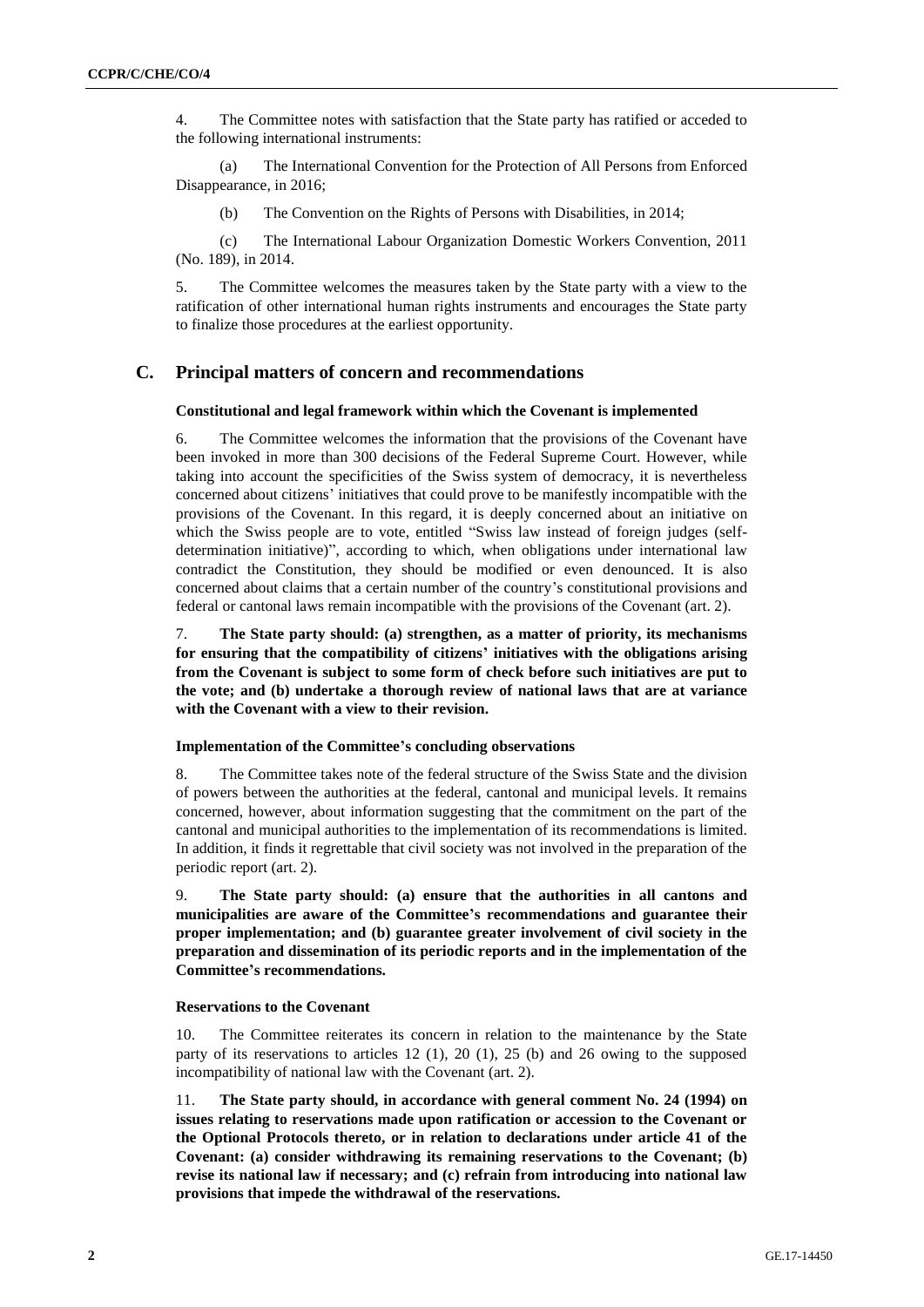4. The Committee notes with satisfaction that the State party has ratified or acceded to the following international instruments:

(a) The International Convention for the Protection of All Persons from Enforced Disappearance, in 2016;

(b) The Convention on the Rights of Persons with Disabilities, in 2014;

(c) The International Labour Organization Domestic Workers Convention, 2011 (No. 189), in 2014.

5. The Committee welcomes the measures taken by the State party with a view to the ratification of other international human rights instruments and encourages the State party to finalize those procedures at the earliest opportunity.

## C. Principal matters of concern and recommendations

### Constitutional and legal framework within which the Covenant is implemented

6. The Committee welcomes the information that the provisions of the Covenant have been invoked in more than 300 decisions of the Federal Supreme Court. However, while taking into account the specificities of the Swiss system of democracy, it is nevertheless concerned about citizens' initiatives that could prove to be manifestly incompatible with the provisions of the Covenant. In this regard, it is deeply concerned about an initiative on which the Swiss people are to vote, entitled "Swiss law instead of foreign judges (self-determination initiative)", according to which, when obligations under international law contradict the Constitution, they should be modified or even denounced. It is also concerned about claims that a certain number of the country's constitutional provisions and federal or cantonal laws remain incompatible with the provisions of the Covenant (art. 2).

7. **The State party should: (a) strengthen, as a matter of priority, its mechanisms for ensuring that the compatibility of citizens' initiatives with the obligations arising from the Covenant is subject to some form of check before such initiatives are put to the vote; and (b) undertake a thorough review of national laws that are at variance with the Covenant with a view to their revision.**

### Implementation of the Committee's concluding observations

8. The Committee takes note of the federal structure of the Swiss State and the division of powers between the authorities at the federal, cantonal and municipal levels. It remains concerned, however, about information suggesting that the commitment on the part of the cantonal and municipal authorities to the implementation of its recommendations is limited. In addition, it finds it regrettable that civil society was not involved in the preparation of the periodic report (art. 2).

9. **The State party should: (a) ensure that the authorities in all cantons and municipalities are aware of the Committee's recommendations and guarantee their proper implementation; and (b) guarantee greater involvement of civil society in the preparation and dissemination of its periodic reports and in the implementation of the Committee's recommendations.**

### Reservations to the Covenant

10. The Committee reiterates its concern in relation to the maintenance by the State party of its reservations to articles 12 (1), 20 (1), 25 (b) and 26 owing to the supposed incompatibility of national law with the Covenant (art. 2).

11. **The State party should, in accordance with general comment No. 24 (1994) on issues relating to reservations made upon ratification or accession to the Covenant or the Optional Protocols thereto, or in relation to declarations under article 41 of the Covenant: (a) consider withdrawing its remaining reservations to the Covenant; (b) revise its national law if necessary; and (c) refrain from introducing into national law provisions that impede the withdrawal of the reservations.**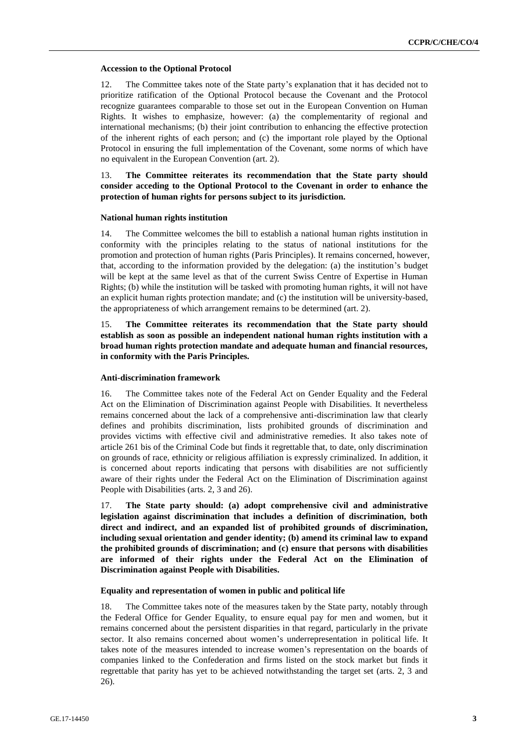### Accession to the Optional Protocol

12. The Committee takes note of the State party's explanation that it has decided not to prioritize ratification of the Optional Protocol because the Covenant and the Protocol recognize guarantees comparable to those set out in the European Convention on Human Rights. It wishes to emphasize, however: (a) the complementarity of regional and international mechanisms; (b) their joint contribution to enhancing the effective protection of the inherent rights of each person; and (c) the important role played by the Optional Protocol in ensuring the full implementation of the Covenant, some norms of which have no equivalent in the European Convention (art. 2).

13. **The Committee reiterates its recommendation that the State party should consider acceding to the Optional Protocol to the Covenant in order to enhance the protection of human rights for persons subject to its jurisdiction.**

### National human rights institution

14. The Committee welcomes the bill to establish a national human rights institution in conformity with the principles relating to the status of national institutions for the promotion and protection of human rights (Paris Principles). It remains concerned, however, that, according to the information provided by the delegation: (a) the institution's budget will be kept at the same level as that of the current Swiss Centre of Expertise in Human Rights; (b) while the institution will be tasked with promoting human rights, it will not have an explicit human rights protection mandate; and (c) the institution will be university-based, the appropriateness of which arrangement remains to be determined (art. 2).

15. **The Committee reiterates its recommendation that the State party should establish as soon as possible an independent national human rights institution with a broad human rights protection mandate and adequate human and financial resources, in conformity with the Paris Principles.**

### Anti-discrimination framework

16. The Committee takes note of the Federal Act on Gender Equality and the Federal Act on the Elimination of Discrimination against People with Disabilities. It nevertheless remains concerned about the lack of a comprehensive anti-discrimination law that clearly defines and prohibits discrimination, lists prohibited grounds of discrimination and provides victims with effective civil and administrative remedies. It also takes note of article 261 bis of the Criminal Code but finds it regrettable that, to date, only discrimination on grounds of race, ethnicity or religious affiliation is expressly criminalized. In addition, it is concerned about reports indicating that persons with disabilities are not sufficiently aware of their rights under the Federal Act on the Elimination of Discrimination against People with Disabilities (arts. 2, 3 and 26).

17. **The State party should: (a) adopt comprehensive civil and administrative legislation against discrimination that includes a definition of discrimination, both direct and indirect, and an expanded list of prohibited grounds of discrimination, including sexual orientation and gender identity; (b) amend its criminal law to expand the prohibited grounds of discrimination; and (c) ensure that persons with disabilities are informed of their rights under the Federal Act on the Elimination of Discrimination against People with Disabilities.**

### Equality and representation of women in public and political life

18. The Committee takes note of the measures taken by the State party, notably through the Federal Office for Gender Equality, to ensure equal pay for men and women, but it remains concerned about the persistent disparities in that regard, particularly in the private sector. It also remains concerned about women's underrepresentation in political life. It takes note of the measures intended to increase women's representation on the boards of companies linked to the Confederation and firms listed on the stock market but finds it regrettable that parity has yet to be achieved notwithstanding the target set (arts. 2, 3 and 26).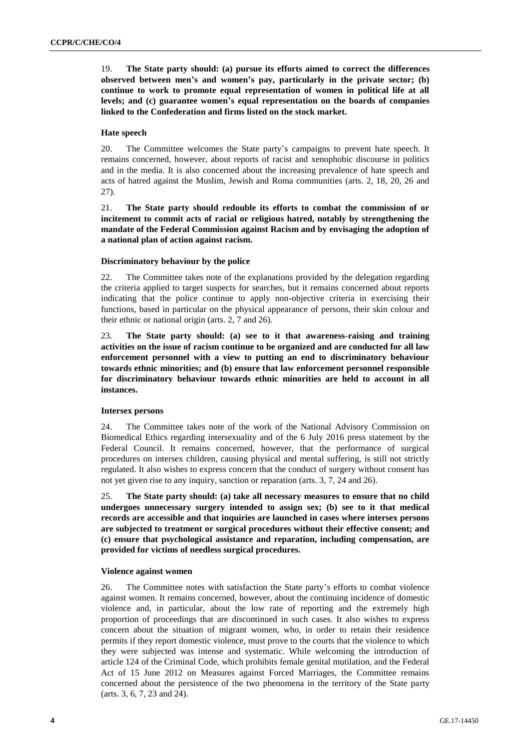19. **The State party should: (a) pursue its efforts aimed to correct the differences observed between men's and women's pay, particularly in the private sector; (b) continue to work to promote equal representation of women in political life at all levels; and (c) guarantee women's equal representation on the boards of companies linked to the Confederation and firms listed on the stock market.**

### Hate speech

20. The Committee welcomes the State party's campaigns to prevent hate speech. It remains concerned, however, about reports of racist and xenophobic discourse in politics and in the media. It is also concerned about the increasing prevalence of hate speech and acts of hatred against the Muslim, Jewish and Roma communities (arts. 2, 18, 20, 26 and 27).

21. **The State party should redouble its efforts to combat the commission of or incitement to commit acts of racial or religious hatred, notably by strengthening the mandate of the Federal Commission against Racism and by envisaging the adoption of a national plan of action against racism.**

### Discriminatory behaviour by the police

22. The Committee takes note of the explanations provided by the delegation regarding the criteria applied to target suspects for searches, but it remains concerned about reports indicating that the police continue to apply non-objective criteria in exercising their functions, based in particular on the physical appearance of persons, their skin colour and their ethnic or national origin (arts. 2, 7 and 26).

23. **The State party should: (a) see to it that awareness-raising and training activities on the issue of racism continue to be organized and are conducted for all law enforcement personnel with a view to putting an end to discriminatory behaviour towards ethnic minorities; and (b) ensure that law enforcement personnel responsible for discriminatory behaviour towards ethnic minorities are held to account in all instances.**

### Intersex persons

24. The Committee takes note of the work of the National Advisory Commission on Biomedical Ethics regarding intersexuality and of the 6 July 2016 press statement by the Federal Council. It remains concerned, however, that the performance of surgical procedures on intersex children, causing physical and mental suffering, is still not strictly regulated. It also wishes to express concern that the conduct of surgery without consent has not yet given rise to any inquiry, sanction or reparation (arts. 3, 7, 24 and 26).

25. **The State party should: (a) take all necessary measures to ensure that no child undergoes unnecessary surgery intended to assign sex; (b) see to it that medical records are accessible and that inquiries are launched in cases where intersex persons are subjected to treatment or surgical procedures without their effective consent; and (c) ensure that psychological assistance and reparation, including compensation, are provided for victims of needless surgical procedures.**

### Violence against women

26. The Committee notes with satisfaction the State party's efforts to combat violence against women. It remains concerned, however, about the continuing incidence of domestic violence and, in particular, about the low rate of reporting and the extremely high proportion of proceedings that are discontinued in such cases. It also wishes to express concern about the situation of migrant women, who, in order to retain their residence permits if they report domestic violence, must prove to the courts that the violence to which they were subjected was intense and systematic. While welcoming the introduction of article 124 of the Criminal Code, which prohibits female genital mutilation, and the Federal Act of 15 June 2012 on Measures against Forced Marriages, the Committee remains concerned about the persistence of the two phenomena in the territory of the State party (arts. 3, 6, 7, 23 and 24).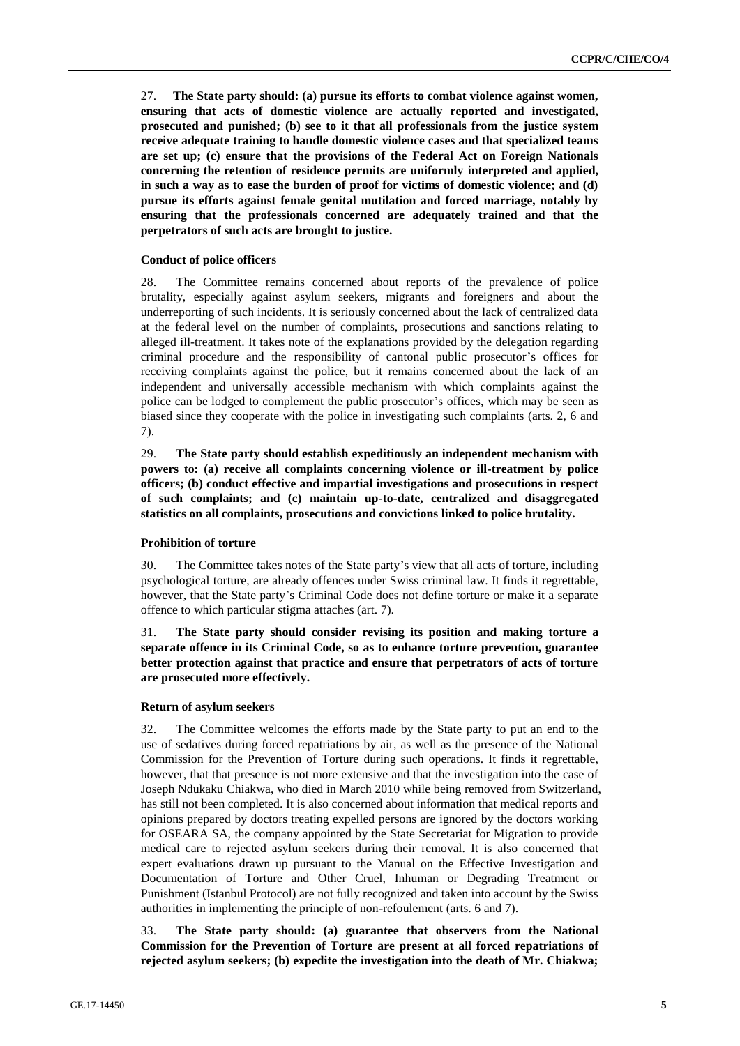27. **The State party should: (a) pursue its efforts to combat violence against women, ensuring that acts of domestic violence are actually reported and investigated, prosecuted and punished; (b) see to it that all professionals from the justice system receive adequate training to handle domestic violence cases and that specialized teams are set up; (c) ensure that the provisions of the Federal Act on Foreign Nationals concerning the retention of residence permits are uniformly interpreted and applied, in such a way as to ease the burden of proof for victims of domestic violence; and (d) pursue its efforts against female genital mutilation and forced marriage, notably by ensuring that the professionals concerned are adequately trained and that the perpetrators of such acts are brought to justice.**

### Conduct of police officers

28. The Committee remains concerned about reports of the prevalence of police brutality, especially against asylum seekers, migrants and foreigners and about the underreporting of such incidents. It is seriously concerned about the lack of centralized data at the federal level on the number of complaints, prosecutions and sanctions relating to alleged ill-treatment. It takes note of the explanations provided by the delegation regarding criminal procedure and the responsibility of cantonal public prosecutor's offices for receiving complaints against the police, but it remains concerned about the lack of an independent and universally accessible mechanism with which complaints against the police can be lodged to complement the public prosecutor's offices, which may be seen as biased since they cooperate with the police in investigating such complaints (arts. 2, 6 and 7).

29. **The State party should establish expeditiously an independent mechanism with powers to: (a) receive all complaints concerning violence or ill-treatment by police officers; (b) conduct effective and impartial investigations and prosecutions in respect of such complaints; and (c) maintain up-to-date, centralized and disaggregated statistics on all complaints, prosecutions and convictions linked to police brutality.**

### Prohibition of torture

30. The Committee takes notes of the State party's view that all acts of torture, including psychological torture, are already offences under Swiss criminal law. It finds it regrettable, however, that the State party's Criminal Code does not define torture or make it a separate offence to which particular stigma attaches (art. 7).

31. **The State party should consider revising its position and making torture a separate offence in its Criminal Code, so as to enhance torture prevention, guarantee better protection against that practice and ensure that perpetrators of acts of torture are prosecuted more effectively.**

### Return of asylum seekers

32. The Committee welcomes the efforts made by the State party to put an end to the use of sedatives during forced repatriations by air, as well as the presence of the National Commission for the Prevention of Torture during such operations. It finds it regrettable, however, that that presence is not more extensive and that the investigation into the case of Joseph Ndukaku Chiakwa, who died in March 2010 while being removed from Switzerland, has still not been completed. It is also concerned about information that medical reports and opinions prepared by doctors treating expelled persons are ignored by the doctors working for OSEARA SA, the company appointed by the State Secretariat for Migration to provide medical care to rejected asylum seekers during their removal. It is also concerned that expert evaluations drawn up pursuant to the Manual on the Effective Investigation and Documentation of Torture and Other Cruel, Inhuman or Degrading Treatment or Punishment (Istanbul Protocol) are not fully recognized and taken into account by the Swiss authorities in implementing the principle of non-refoulement (arts. 6 and 7).

33. **The State party should: (a) guarantee that observers from the National Commission for the Prevention of Torture are present at all forced repatriations of rejected asylum seekers; (b) expedite the investigation into the death of Mr. Chiakwa;**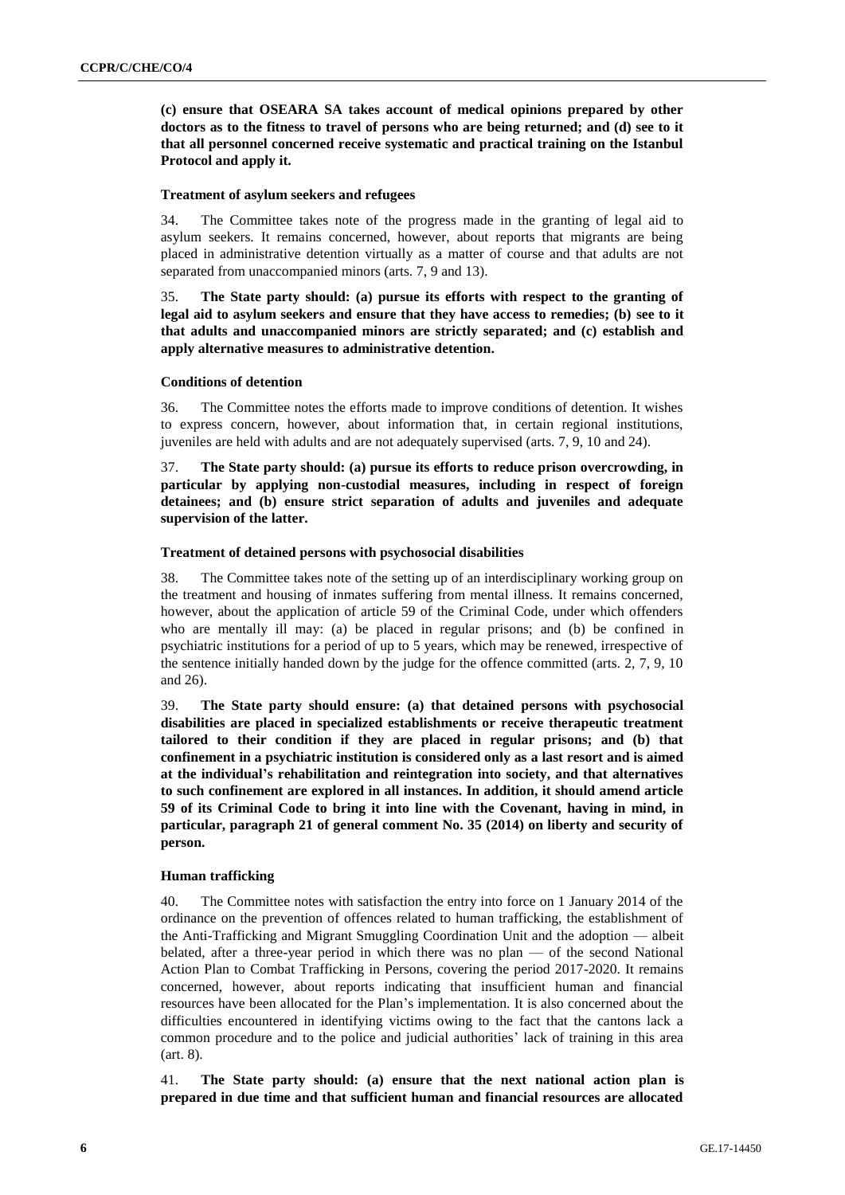**(c) ensure that OSEARA SA takes account of medical opinions prepared by other doctors as to the fitness to travel of persons who are being returned; and (d) see to it that all personnel concerned receive systematic and practical training on the Istanbul Protocol and apply it.**

#### Treatment of asylum seekers and refugees

34. The Committee takes note of the progress made in the granting of legal aid to asylum seekers. It remains concerned, however, about reports that migrants are being placed in administrative detention virtually as a matter of course and that adults are not separated from unaccompanied minors (arts. 7, 9 and 13).

35. **The State party should: (a) pursue its efforts with respect to the granting of legal aid to asylum seekers and ensure that they have access to remedies; (b) see to it that adults and unaccompanied minors are strictly separated; and (c) establish and apply alternative measures to administrative detention.**

#### Conditions of detention

36. The Committee notes the efforts made to improve conditions of detention. It wishes to express concern, however, about information that, in certain regional institutions, juveniles are held with adults and are not adequately supervised (arts. 7, 9, 10 and 24).

37. **The State party should: (a) pursue its efforts to reduce prison overcrowding, in particular by applying non-custodial measures, including in respect of foreign detainees; and (b) ensure strict separation of adults and juveniles and adequate supervision of the latter.**

#### Treatment of detained persons with psychosocial disabilities

38. The Committee takes note of the setting up of an interdisciplinary working group on the treatment and housing of inmates suffering from mental illness. It remains concerned, however, about the application of article 59 of the Criminal Code, under which offenders who are mentally ill may: (a) be placed in regular prisons; and (b) be confined in psychiatric institutions for a period of up to 5 years, which may be renewed, irrespective of the sentence initially handed down by the judge for the offence committed (arts. 2, 7, 9, 10 and 26).

39. **The State party should ensure: (a) that detained persons with psychosocial disabilities are placed in specialized establishments or receive therapeutic treatment tailored to their condition if they are placed in regular prisons; and (b) that confinement in a psychiatric institution is considered only as a last resort and is aimed at the individual's rehabilitation and reintegration into society, and that alternatives to such confinement are explored in all instances. In addition, it should amend article 59 of its Criminal Code to bring it into line with the Covenant, having in mind, in particular, paragraph 21 of general comment No. 35 (2014) on liberty and security of person.**

#### Human trafficking

40. The Committee notes with satisfaction the entry into force on 1 January 2014 of the ordinance on the prevention of offences related to human trafficking, the establishment of the Anti-Trafficking and Migrant Smuggling Coordination Unit and the adoption — albeit belated, after a three-year period in which there was no plan — of the second National Action Plan to Combat Trafficking in Persons, covering the period 2017-2020. It remains concerned, however, about reports indicating that insufficient human and financial resources have been allocated for the Plan's implementation. It is also concerned about the difficulties encountered in identifying victims owing to the fact that the cantons lack a common procedure and to the police and judicial authorities' lack of training in this area (art. 8).

41. **The State party should: (a) ensure that the next national action plan is prepared in due time and that sufficient human and financial resources are allocated**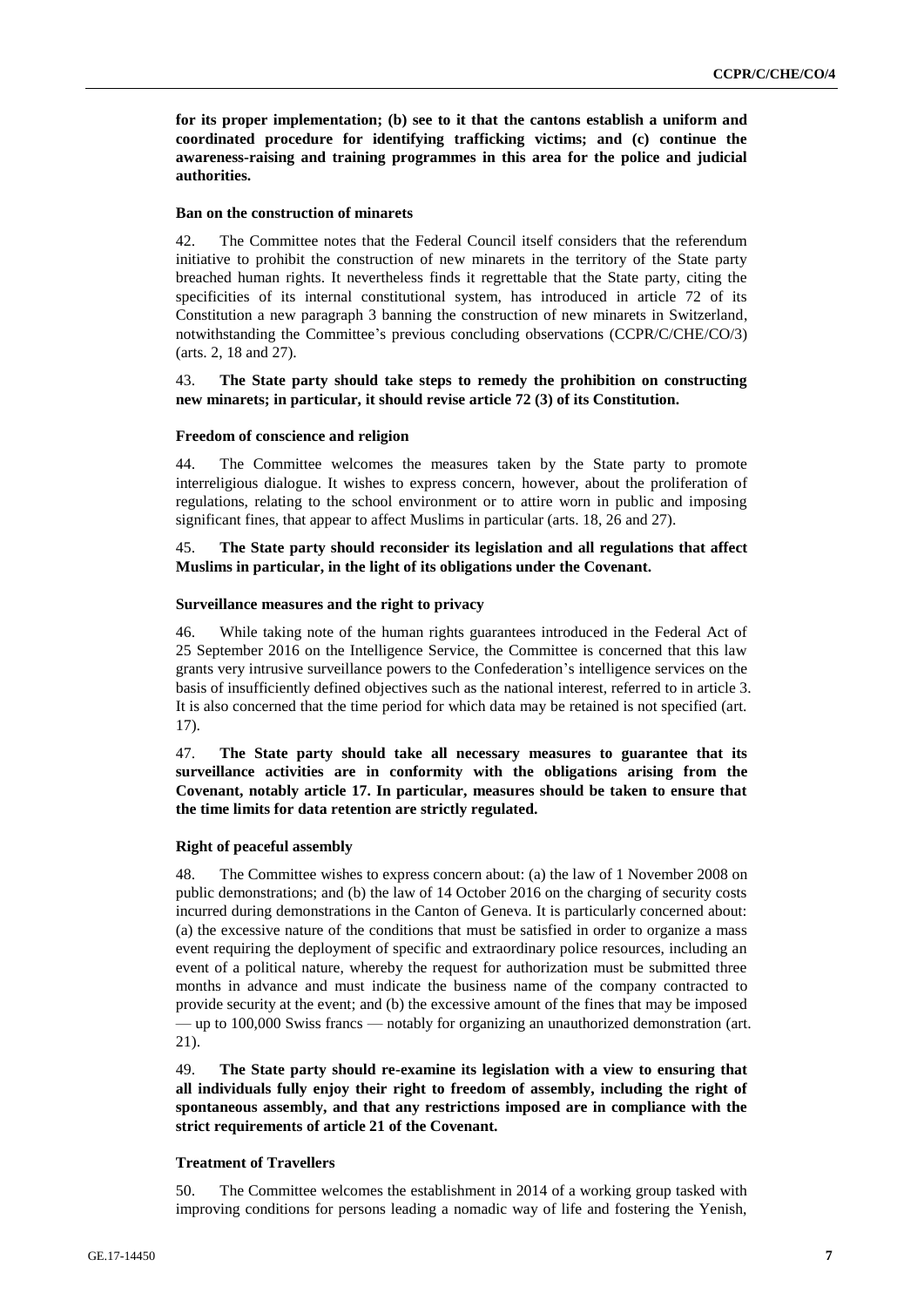**for its proper implementation; (b) see to it that the cantons establish a uniform and coordinated procedure for identifying trafficking victims; and (c) continue the awareness-raising and training programmes in this area for the police and judicial authorities.**

#### Ban on the construction of minarets

42. The Committee notes that the Federal Council itself considers that the referendum initiative to prohibit the construction of new minarets in the territory of the State party breached human rights. It nevertheless finds it regrettable that the State party, citing the specificities of its internal constitutional system, has introduced in article 72 of its Constitution a new paragraph 3 banning the construction of new minarets in Switzerland, notwithstanding the Committee's previous concluding observations (CCPR/C/CHE/CO/3) (arts. 2, 18 and 27).

43. **The State party should take steps to remedy the prohibition on constructing new minarets; in particular, it should revise article 72 (3) of its Constitution.**

#### Freedom of conscience and religion

44. The Committee welcomes the measures taken by the State party to promote interreligious dialogue. It wishes to express concern, however, about the proliferation of regulations, relating to the school environment or to attire worn in public and imposing significant fines, that appear to affect Muslims in particular (arts. 18, 26 and 27).

45. **The State party should reconsider its legislation and all regulations that affect Muslims in particular, in the light of its obligations under the Covenant.**

#### Surveillance measures and the right to privacy

46. While taking note of the human rights guarantees introduced in the Federal Act of 25 September 2016 on the Intelligence Service, the Committee is concerned that this law grants very intrusive surveillance powers to the Confederation's intelligence services on the basis of insufficiently defined objectives such as the national interest, referred to in article 3. It is also concerned that the time period for which data may be retained is not specified (art. 17).

47. **The State party should take all necessary measures to guarantee that its surveillance activities are in conformity with the obligations arising from the Covenant, notably article 17. In particular, measures should be taken to ensure that the time limits for data retention are strictly regulated.**

#### Right of peaceful assembly

48. The Committee wishes to express concern about: (a) the law of 1 November 2008 on public demonstrations; and (b) the law of 14 October 2016 on the charging of security costs incurred during demonstrations in the Canton of Geneva. It is particularly concerned about: (a) the excessive nature of the conditions that must be satisfied in order to organize a mass event requiring the deployment of specific and extraordinary police resources, including an event of a political nature, whereby the request for authorization must be submitted three months in advance and must indicate the business name of the company contracted to provide security at the event; and (b) the excessive amount of the fines that may be imposed — up to 100,000 Swiss francs — notably for organizing an unauthorized demonstration (art. 21).

49. **The State party should re-examine its legislation with a view to ensuring that all individuals fully enjoy their right to freedom of assembly, including the right of spontaneous assembly, and that any restrictions imposed are in compliance with the strict requirements of article 21 of the Covenant.**

#### Treatment of Travellers

50. The Committee welcomes the establishment in 2014 of a working group tasked with improving conditions for persons leading a nomadic way of life and fostering the Yenish,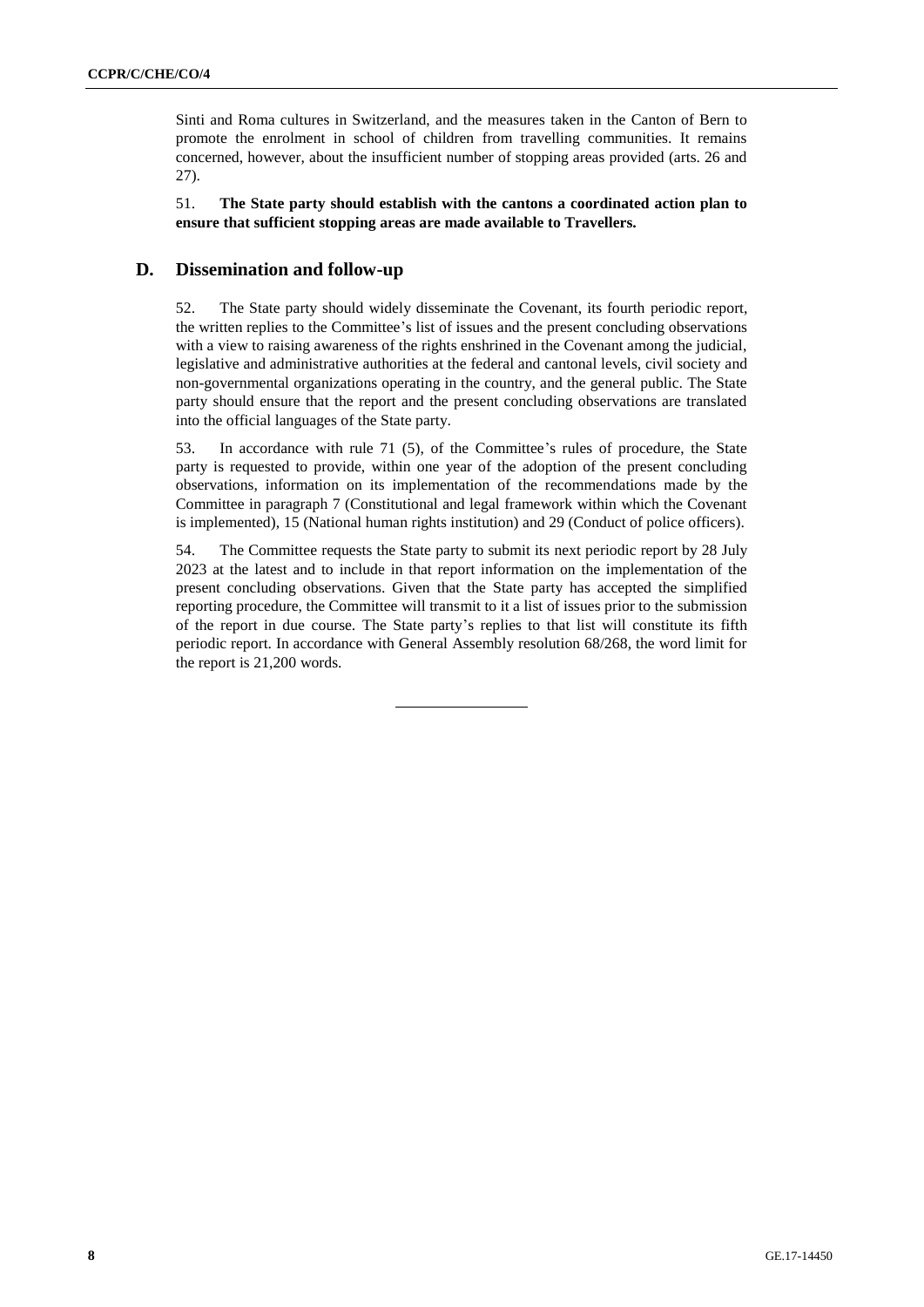Sinti and Roma cultures in Switzerland, and the measures taken in the Canton of Bern to promote the enrolment in school of children from travelling communities. It remains concerned, however, about the insufficient number of stopping areas provided (arts. 26 and 27).

51. **The State party should establish with the cantons a coordinated action plan to ensure that sufficient stopping areas are made available to Travellers.**

## D. Dissemination and follow-up

52. The State party should widely disseminate the Covenant, its fourth periodic report, the written replies to the Committee's list of issues and the present concluding observations with a view to raising awareness of the rights enshrined in the Covenant among the judicial, legislative and administrative authorities at the federal and cantonal levels, civil society and non-governmental organizations operating in the country, and the general public. The State party should ensure that the report and the present concluding observations are translated into the official languages of the State party.

53. In accordance with rule 71 (5), of the Committee's rules of procedure, the State party is requested to provide, within one year of the adoption of the present concluding observations, information on its implementation of the recommendations made by the Committee in paragraph 7 (Constitutional and legal framework within which the Covenant is implemented), 15 (National human rights institution) and 29 (Conduct of police officers).

54. The Committee requests the State party to submit its next periodic report by 28 July 2023 at the latest and to include in that report information on the implementation of the present concluding observations. Given that the State party has accepted the simplified reporting procedure, the Committee will transmit to it a list of issues prior to the submission of the report in due course. The State party's replies to that list will constitute its fifth periodic report. In accordance with General Assembly resolution 68/268, the word limit for the report is 21,200 words.